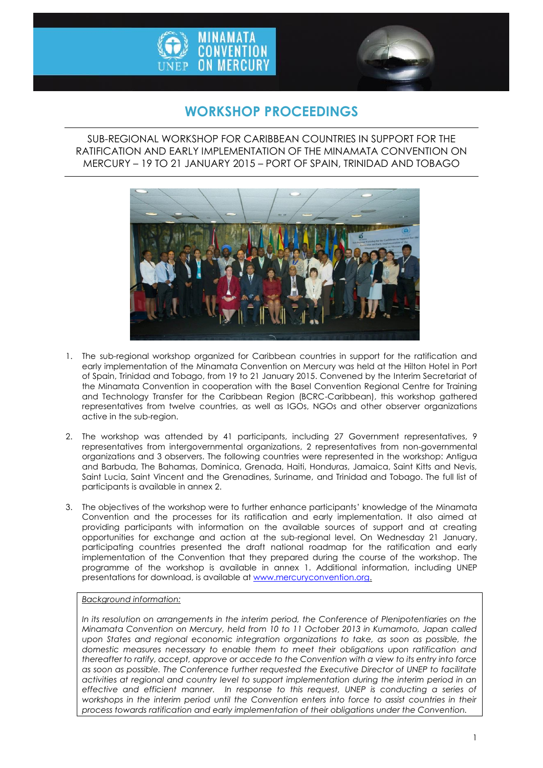MINAMATA CONVENTION ON MERCURY

UNEP

# WORKSHOP PROCEEDINGS

SUB-REGIONAL WORKSHOP FOR CARIBBEAN COUNTRIES IN SUPPORT FOR THE RATIFICATION AND EARLY IMPLEMENTATION OF THE MINAMATA CONVENTION ON MERCURY – 19 TO 21 JANUARY 2015 – PORT OF SPAIN, TRINIDAD AND TOBAGO

1. The sub-regional workshop organized for Caribbean countries in support for the ratification and early implementation of the Minamata Convention on Mercury was held at the Hilton Hotel in Port of Spain, Trinidad and Tobago, from 19 to 21 January 2015. Convened by the Interim Secretariat of the Minamata Convention in cooperation with the Basel Convention Regional Centre for Training and Technology Transfer for the Caribbean Region (BCRC-Caribbean), this workshop gathered representatives from twelve countries, as well as IGOs, NGOs and other observer organizations active in the sub-region.

2. The workshop was attended by 41 participants, including 27 Government representatives, 9 representatives from intergovernmental organizations, 2 representatives from non-governmental organizations and 3 observers. The following countries were represented in the workshop: Antigua and Barbuda, The Bahamas, Dominica, Grenada, Haiti, Honduras, Jamaica, Saint Kitts and Nevis, Saint Lucia, Saint Vincent and the Grenadines, Suriname, and Trinidad and Tobago. The full list of participants is available in annex 2.

3. The objectives of the workshop were to further enhance participants' knowledge of the Minamata Convention and the processes for its ratification and early implementation. It also aimed at providing participants with information on the available sources of support and at creating opportunities for exchange and action at the sub-regional level. On Wednesday 21 January, participating countries presented the draft national roadmap for the ratification and early implementation of the Convention that they prepared during the course of the workshop. The programme of the workshop is available in annex 1. Additional information, including UNEP presentations for download, is available at [www.mercuryconvention.org](www.mercuryconvention.org).

*Background information:*

*In its resolution on arrangements in the interim period, the Conference of Plenipotentiaries on the Minamata Convention on Mercury, held from 10 to 11 October 2013 in Kumamoto, Japan called upon States and regional economic integration organizations to take, as soon as possible, the domestic measures necessary to enable them to meet their obligations upon ratification and thereafter to ratify, accept, approve or accede to the Convention with a view to its entry into force as soon as possible. The Conference further requested the Executive Director of UNEP to facilitate activities at regional and country level to support implementation during the interim period in an effective and efficient manner. In response to this request, UNEP is conducting a series of workshops in the interim period until the Convention enters into force to assist countries in their process towards ratification and early implementation of their obligations under the Convention.*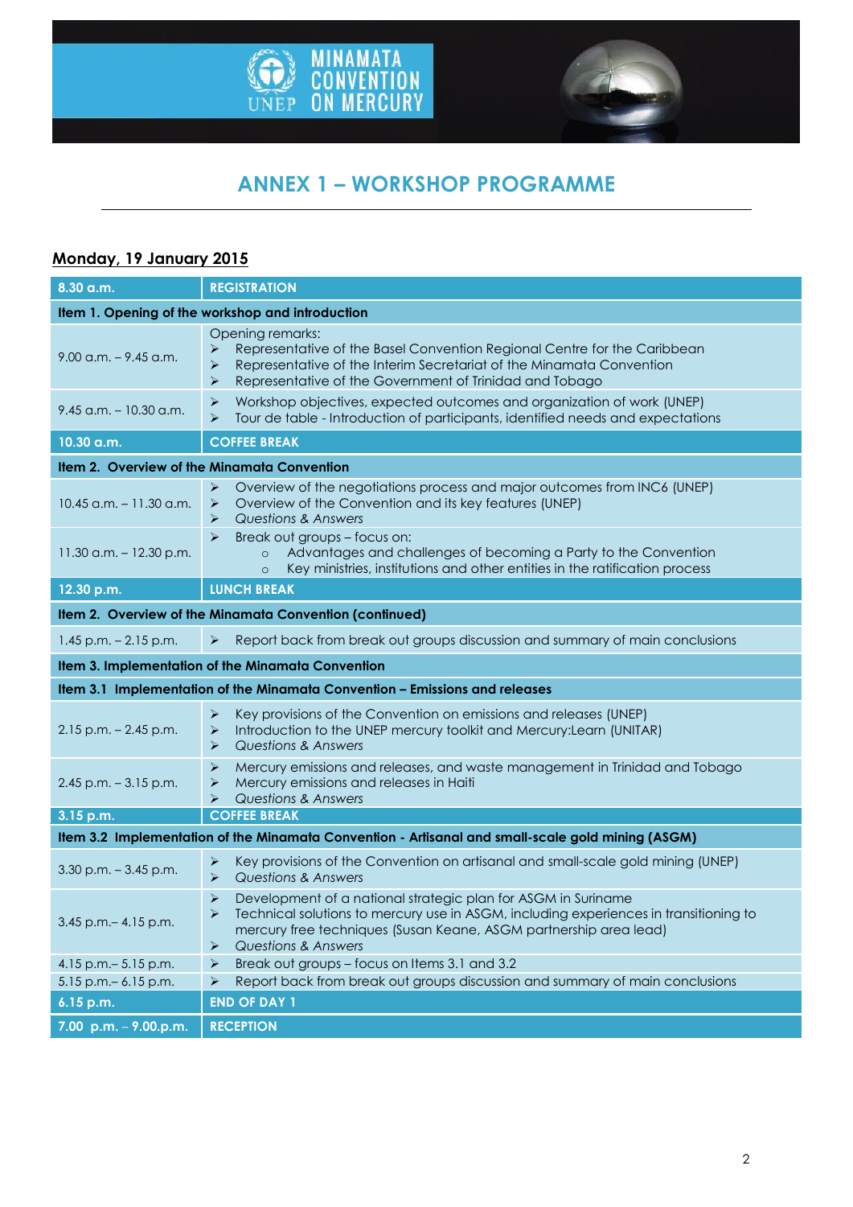# ANNEX 1 – WORKSHOP PROGRAMME

## Monday, 19 January 2015

| 8.30 a.m. | REGISTRATION |
|---|---|
| **Item 1. Opening of the workshop and introduction** | |
| 9.00 a.m. – 9.45 a.m. | Opening remarks:<br>➢ Representative of the Basel Convention Regional Centre for the Caribbean<br>➢ Representative of the Interim Secretariat of the Minamata Convention<br>➢ Representative of the Government of Trinidad and Tobago |
| 9.45 a.m. – 10.30 a.m. | ➢ Workshop objectives, expected outcomes and organization of work (UNEP)<br>➢ Tour de table - Introduction of participants, identified needs and expectations |
| **10.30 a.m.** | **COFFEE BREAK** |
| **Item 2. Overview of the Minamata Convention** | |
| 10.45 a.m. – 11.30 a.m. | ➢ Overview of the negotiations process and major outcomes from INC6 (UNEP)<br>➢ Overview of the Convention and its key features (UNEP)<br>➢ *Questions & Answers* |
| 11.30 a.m. – 12.30 p.m. | ➢ Break out groups – focus on:<br>o Advantages and challenges of becoming a Party to the Convention<br>o Key ministries, institutions and other entities in the ratification process |
| **12.30 p.m.** | **LUNCH BREAK** |
| **Item 2. Overview of the Minamata Convention (continued)** | |
| 1.45 p.m. – 2.15 p.m. | ➢ Report back from break out groups discussion and summary of main conclusions |
| **Item 3. Implementation of the Minamata Convention** | |
| **Item 3.1 Implementation of the Minamata Convention – Emissions and releases** | |
| 2.15 p.m. – 2.45 p.m. | ➢ Key provisions of the Convention on emissions and releases (UNEP)<br>➢ Introduction to the UNEP mercury toolkit and Mercury:Learn (UNITAR)<br>➢ *Questions & Answers* |
| 2.45 p.m. – 3.15 p.m. | ➢ Mercury emissions and releases, and waste management in Trinidad and Tobago<br>➢ Mercury emissions and releases in Haiti<br>➢ *Questions & Answers* |
| **3.15 p.m.** | **COFFEE BREAK** |
| **Item 3.2 Implementation of the Minamata Convention - Artisanal and small-scale gold mining (ASGM)** | |
| 3.30 p.m. – 3.45 p.m. | ➢ Key provisions of the Convention on artisanal and small-scale gold mining (UNEP)<br>➢ *Questions & Answers* |
| 3.45 p.m.– 4.15 p.m. | ➢ Development of a national strategic plan for ASGM in Suriname<br>➢ Technical solutions to mercury use in ASGM, including experiences in transitioning to mercury free techniques (Susan Keane, ASGM partnership area lead)<br>➢ *Questions & Answers* |
| 4.15 p.m.– 5.15 p.m. | ➢ Break out groups – focus on Items 3.1 and 3.2 |
| 5.15 p.m.– 6.15 p.m. | ➢ Report back from break out groups discussion and summary of main conclusions |
| **6.15 p.m.** | **END OF DAY 1** |
| **7.00 p.m. – 9.00.p.m.** | **RECEPTION** |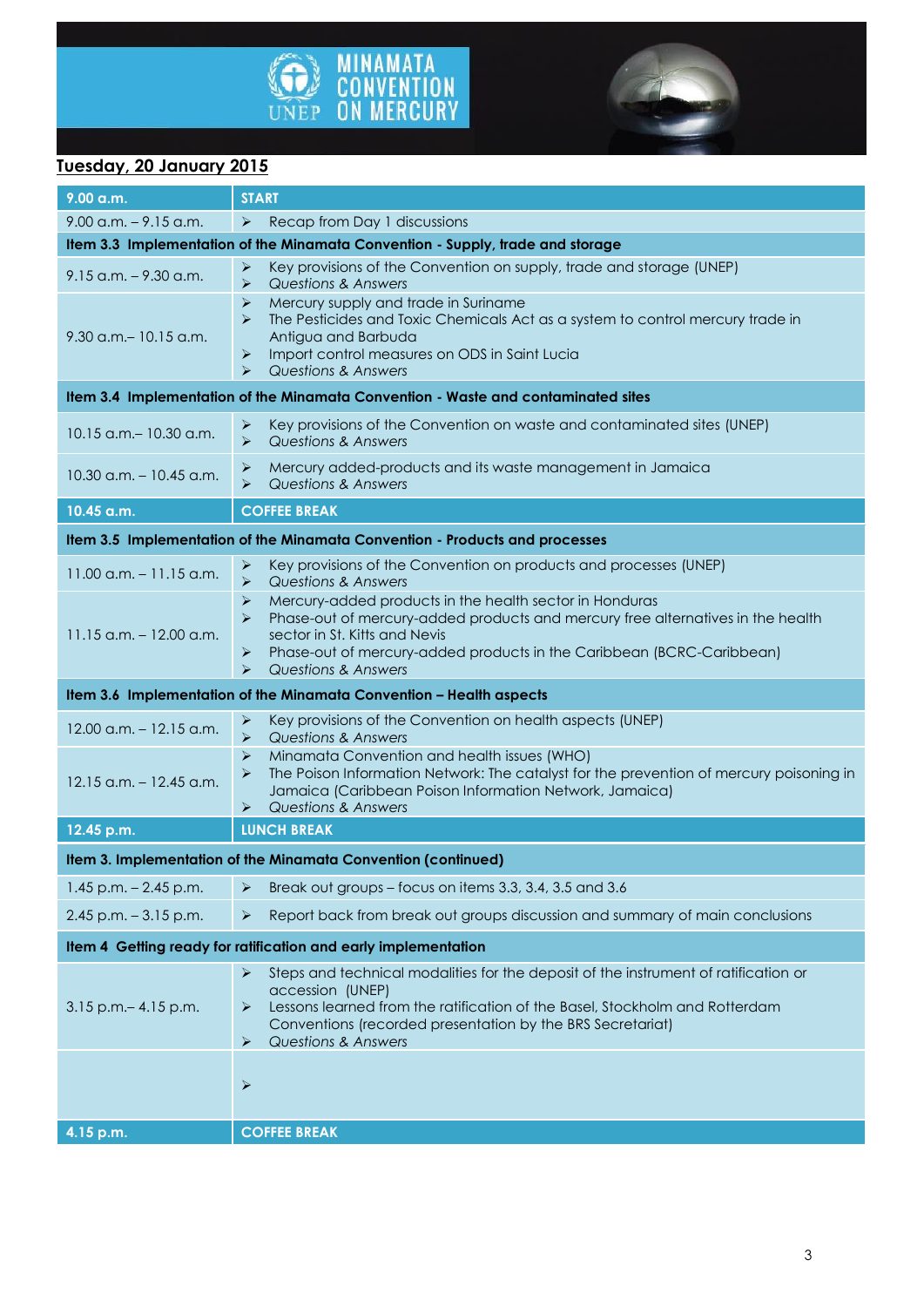**MINAMATA CONVENTION ON MERCURY**

UNEP

## Tuesday, 20 January 2015

| 9.00 a.m. | START |
|---|---|
| 9.00 a.m. – 9.15 a.m. | ➢ Recap from Day 1 discussions |
| **Item 3.3 Implementation of the Minamata Convention - Supply, trade and storage** | |
| 9.15 a.m. – 9.30 a.m. | ➢ Key provisions of the Convention on supply, trade and storage (UNEP)<br>➢ *Questions & Answers* |
| 9.30 a.m.– 10.15 a.m. | ➢ Mercury supply and trade in Suriname<br>➢ The Pesticides and Toxic Chemicals Act as a system to control mercury trade in Antigua and Barbuda<br>➢ Import control measures on ODS in Saint Lucia<br>➢ *Questions & Answers* |
| **Item 3.4 Implementation of the Minamata Convention - Waste and contaminated sites** | |
| 10.15 a.m.– 10.30 a.m. | ➢ Key provisions of the Convention on waste and contaminated sites (UNEP)<br>➢ *Questions & Answers* |
| 10.30 a.m. – 10.45 a.m. | ➢ Mercury added-products and its waste management in Jamaica<br>➢ *Questions & Answers* |
| **10.45 a.m.** | **COFFEE BREAK** |
| **Item 3.5 Implementation of the Minamata Convention - Products and processes** | |
| 11.00 a.m. – 11.15 a.m. | ➢ Key provisions of the Convention on products and processes (UNEP)<br>➢ *Questions & Answers* |
| 11.15 a.m. – 12.00 a.m. | ➢ Mercury-added products in the health sector in Honduras<br>➢ Phase-out of mercury-added products and mercury free alternatives in the health sector in St. Kitts and Nevis<br>➢ Phase-out of mercury-added products in the Caribbean (BCRC-Caribbean)<br>➢ *Questions & Answers* |
| **Item 3.6 Implementation of the Minamata Convention – Health aspects** | |
| 12.00 a.m. – 12.15 a.m. | ➢ Key provisions of the Convention on health aspects (UNEP)<br>➢ *Questions & Answers* |
| 12.15 a.m. – 12.45 a.m. | ➢ Minamata Convention and health issues (WHO)<br>➢ The Poison Information Network: The catalyst for the prevention of mercury poisoning in Jamaica (Caribbean Poison Information Network, Jamaica)<br>➢ *Questions & Answers* |
| **12.45 p.m.** | **LUNCH BREAK** |
| **Item 3. Implementation of the Minamata Convention (continued)** | |
| 1.45 p.m. – 2.45 p.m. | ➢ Break out groups – focus on items 3.3, 3.4, 3.5 and 3.6 |
| 2.45 p.m. – 3.15 p.m. | ➢ Report back from break out groups discussion and summary of main conclusions |
| **Item 4 Getting ready for ratification and early implementation** | |
| 3.15 p.m.– 4.15 p.m. | ➢ Steps and technical modalities for the deposit of the instrument of ratification or accession (UNEP)<br>➢ Lessons learned from the ratification of the Basel, Stockholm and Rotterdam Conventions (recorded presentation by the BRS Secretariat)<br>➢ *Questions & Answers* |
| | ➢ |
| **4.15 p.m.** | **COFFEE BREAK** |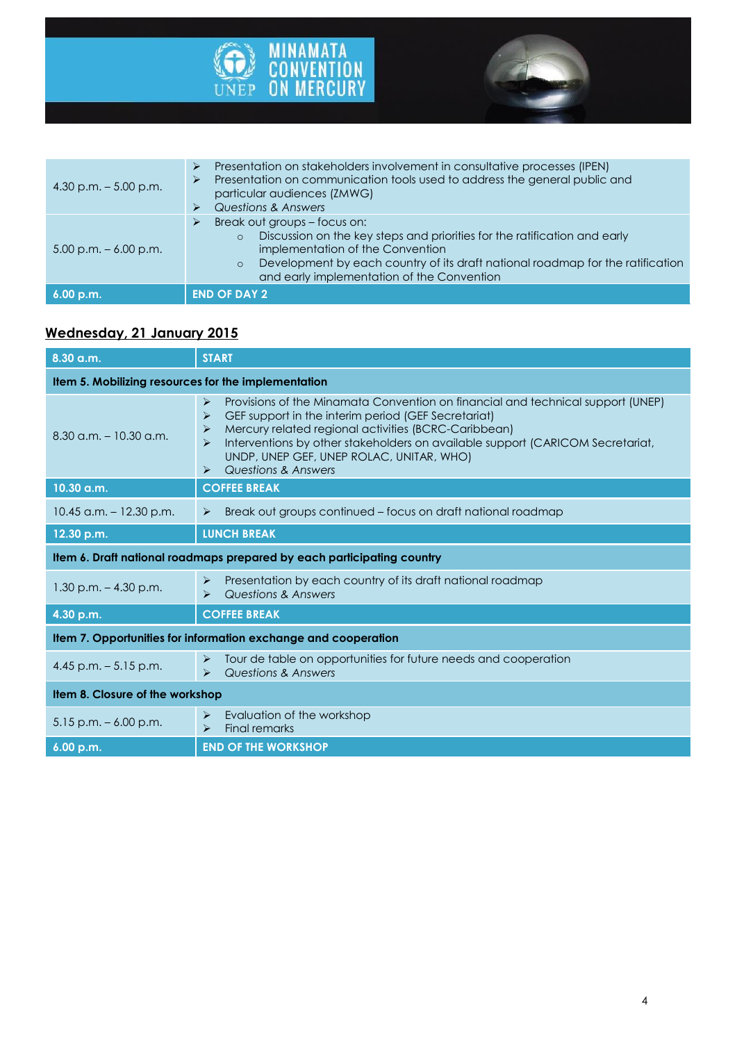| | |
|---|---|
| 4.30 p.m. – 5.00 p.m. | ➢ Presentation on stakeholders involvement in consultative processes (IPEN)<br>➢ Presentation on communication tools used to address the general public and particular audiences (ZMWG)<br>➢ *Questions & Answers* |
| 5.00 p.m. – 6.00 p.m. | ➢ Break out groups – focus on:<br>○ Discussion on the key steps and priorities for the ratification and early implementation of the Convention<br>○ Development by each country of its draft national roadmap for the ratification and early implementation of the Convention |
| **6.00 p.m.** | **END OF DAY 2** |

## Wednesday, 21 January 2015

| | |
|---|---|
| **8.30 a.m.** | **START** |
| **Item 5. Mobilizing resources for the implementation** | |
| 8.30 a.m. – 10.30 a.m. | ➢ Provisions of the Minamata Convention on financial and technical support (UNEP)<br>➢ GEF support in the interim period (GEF Secretariat)<br>➢ Mercury related regional activities (BCRC-Caribbean)<br>➢ Interventions by other stakeholders on available support (CARICOM Secretariat, UNDP, UNEP GEF, UNEP ROLAC, UNITAR, WHO)<br>➢ *Questions & Answers* |
| **10.30 a.m.** | **COFFEE BREAK** |
| 10.45 a.m. – 12.30 p.m. | ➢ Break out groups continued – focus on draft national roadmap |
| **12.30 p.m.** | **LUNCH BREAK** |
| **Item 6. Draft national roadmaps prepared by each participating country** | |
| 1.30 p.m. – 4.30 p.m. | ➢ Presentation by each country of its draft national roadmap<br>➢ *Questions & Answers* |
| **4.30 p.m.** | **COFFEE BREAK** |
| **Item 7. Opportunities for information exchange and cooperation** | |
| 4.45 p.m. – 5.15 p.m. | ➢ Tour de table on opportunities for future needs and cooperation<br>➢ *Questions & Answers* |
| **Item 8. Closure of the workshop** | |
| 5.15 p.m. – 6.00 p.m. | ➢ Evaluation of the workshop<br>➢ Final remarks |
| **6.00 p.m.** | **END OF THE WORKSHOP** |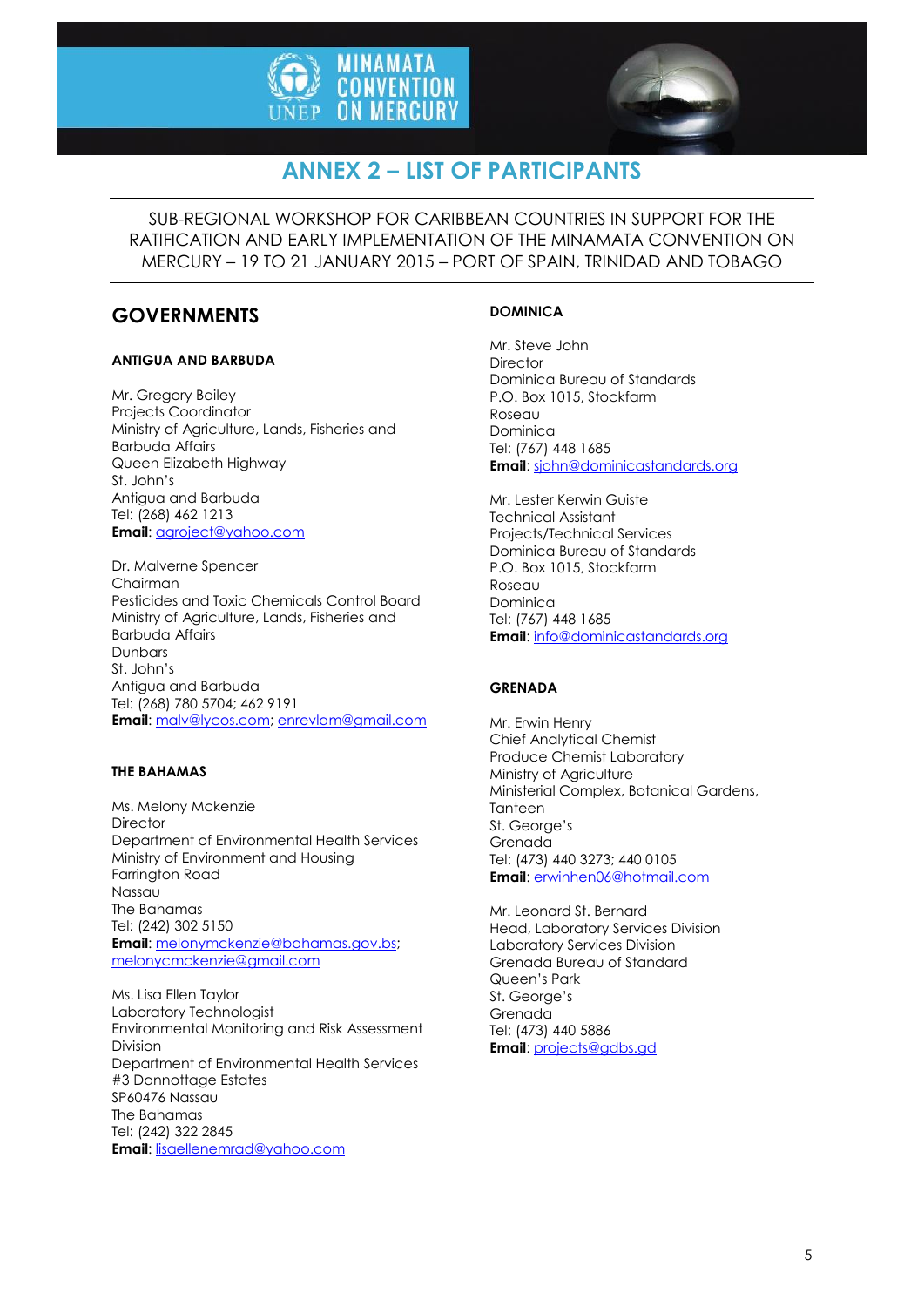# ANNEX 2 – LIST OF PARTICIPANTS

SUB-REGIONAL WORKSHOP FOR CARIBBEAN COUNTRIES IN SUPPORT FOR THE RATIFICATION AND EARLY IMPLEMENTATION OF THE MINAMATA CONVENTION ON MERCURY – 19 TO 21 JANUARY 2015 – PORT OF SPAIN, TRINIDAD AND TOBAGO

## GOVERNMENTS

### ANTIGUA AND BARBUDA

Mr. Gregory Bailey
Projects Coordinator
Ministry of Agriculture, Lands, Fisheries and Barbuda Affairs
Queen Elizabeth Highway
St. John's
Antigua and Barbuda
Tel: (268) 462 1213
**Email**: agroject@yahoo.com

Dr. Malverne Spencer
Chairman
Pesticides and Toxic Chemicals Control Board
Ministry of Agriculture, Lands, Fisheries and Barbuda Affairs
Dunbars
St. John's
Antigua and Barbuda
Tel: (268) 780 5704; 462 9191
**Email**: malv@lycos.com; enrevlam@gmail.com

### THE BAHAMAS

Ms. Melony Mckenzie
Director
Department of Environmental Health Services
Ministry of Environment and Housing
Farrington Road
Nassau
The Bahamas
Tel: (242) 302 5150
**Email**: melonymckenzie@bahamas.gov.bs; melonycmckenzie@gmail.com

Ms. Lisa Ellen Taylor
Laboratory Technologist
Environmental Monitoring and Risk Assessment Division
Department of Environmental Health Services
#3 Dannottage Estates
SP60476 Nassau
The Bahamas
Tel: (242) 322 2845
**Email**: lisaellenemrad@yahoo.com

### DOMINICA

Mr. Steve John
Director
Dominica Bureau of Standards
P.O. Box 1015, Stockfarm
Roseau
Dominica
Tel: (767) 448 1685
**Email**: sjohn@dominicastandards.org

Mr. Lester Kerwin Guiste
Technical Assistant
Projects/Technical Services
Dominica Bureau of Standards
P.O. Box 1015, Stockfarm
Roseau
Dominica
Tel: (767) 448 1685
**Email**: info@dominicastandards.org

### GRENADA

Mr. Erwin Henry
Chief Analytical Chemist
Produce Chemist Laboratory
Ministry of Agriculture
Ministerial Complex, Botanical Gardens, Tanteen
St. George's
Grenada
Tel: (473) 440 3273; 440 0105
**Email**: erwinhen06@hotmail.com

Mr. Leonard St. Bernard
Head, Laboratory Services Division
Laboratory Services Division
Grenada Bureau of Standard
Queen's Park
St. George's
Grenada
Tel: (473) 440 5886
**Email**: projects@gdbs.gd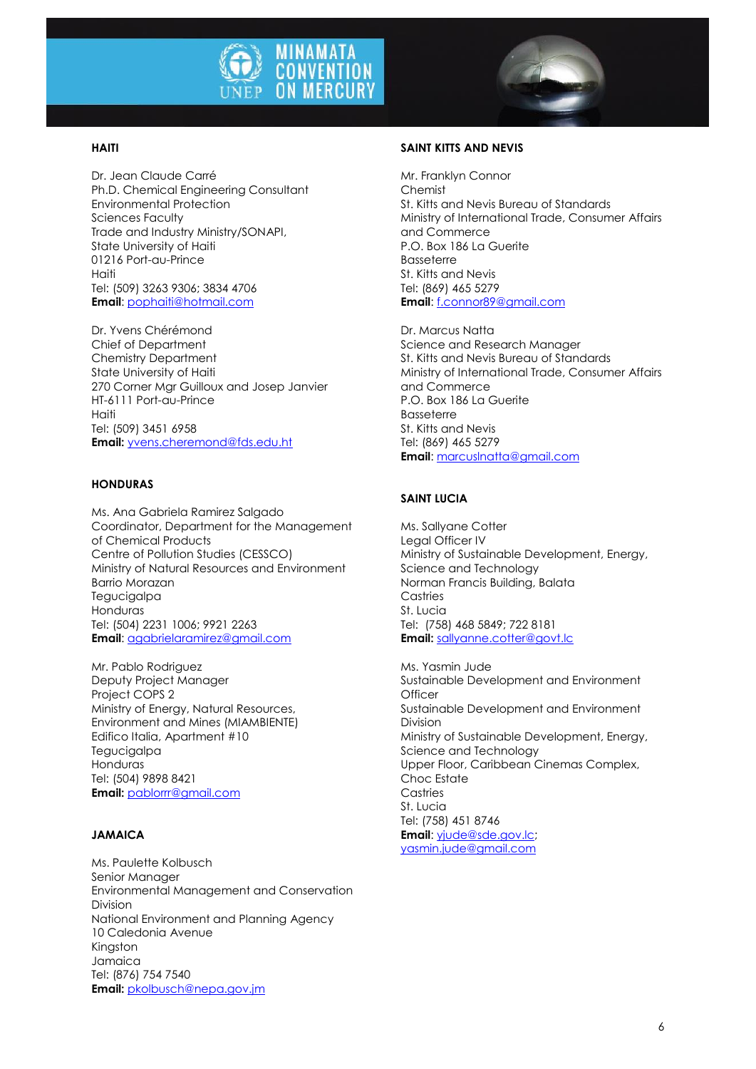## HAITI

Dr. Jean Claude Carré
Ph.D. Chemical Engineering Consultant
Environmental Protection
Sciences Faculty
Trade and Industry Ministry/SONAPI,
State University of Haiti
01216 Port-au-Prince
Haiti
Tel: (509) 3263 9306; 3834 4706
**Email**: pophaiti@hotmail.com

Dr. Yvens Chérémond
Chief of Department
Chemistry Department
State University of Haiti
270 Corner Mgr Guilloux and Josep Janvier
HT-6111 Port-au-Prince
Haiti
Tel: (509) 3451 6958
**Email:** yvens.cheremond@fds.edu.ht

## HONDURAS

Ms. Ana Gabriela Ramirez Salgado
Coordinator, Department for the Management of Chemical Products
Centre of Pollution Studies (CESSCO)
Ministry of Natural Resources and Environment
Barrio Morazan
Tegucigalpa
Honduras
Tel: (504) 2231 1006; 9921 2263
**Email**: agabrielaramirez@gmail.com

Mr. Pablo Rodriguez
Deputy Project Manager
Project COPS 2
Ministry of Energy, Natural Resources, Environment and Mines (MIAMBIENTE)
Edifico Italia, Apartment #10
Tegucigalpa
Honduras
Tel: (504) 9898 8421
**Email:** pablorrr@gmail.com

## JAMAICA

Ms. Paulette Kolbusch
Senior Manager
Environmental Management and Conservation Division
National Environment and Planning Agency
10 Caledonia Avenue
Kingston
Jamaica
Tel: (876) 754 7540
**Email:** pkolbusch@nepa.gov.jm

## SAINT KITTS AND NEVIS

Mr. Franklyn Connor
Chemist
St. Kitts and Nevis Bureau of Standards
Ministry of International Trade, Consumer Affairs and Commerce
P.O. Box 186 La Guerite
Basseterre
St. Kitts and Nevis
Tel: (869) 465 5279
**Email**: f.connor89@gmail.com

Dr. Marcus Natta
Science and Research Manager
St. Kitts and Nevis Bureau of Standards
Ministry of International Trade, Consumer Affairs and Commerce
P.O. Box 186 La Guerite
Basseterre
St. Kitts and Nevis
Tel: (869) 465 5279
**Email**: marcuslnatta@gmail.com

## SAINT LUCIA

Ms. Sallyane Cotter
Legal Officer IV
Ministry of Sustainable Development, Energy, Science and Technology
Norman Francis Building, Balata
Castries
St. Lucia
Tel: (758) 468 5849; 722 8181
**Email:** sallyanne.cotter@govt.lc

Ms. Yasmin Jude
Sustainable Development and Environment Officer
Sustainable Development and Environment Division
Ministry of Sustainable Development, Energy, Science and Technology
Upper Floor, Caribbean Cinemas Complex, Choc Estate
Castries
St. Lucia
Tel: (758) 451 8746
**Email**: yjude@sde.gov.lc; yasmin.jude@gmail.com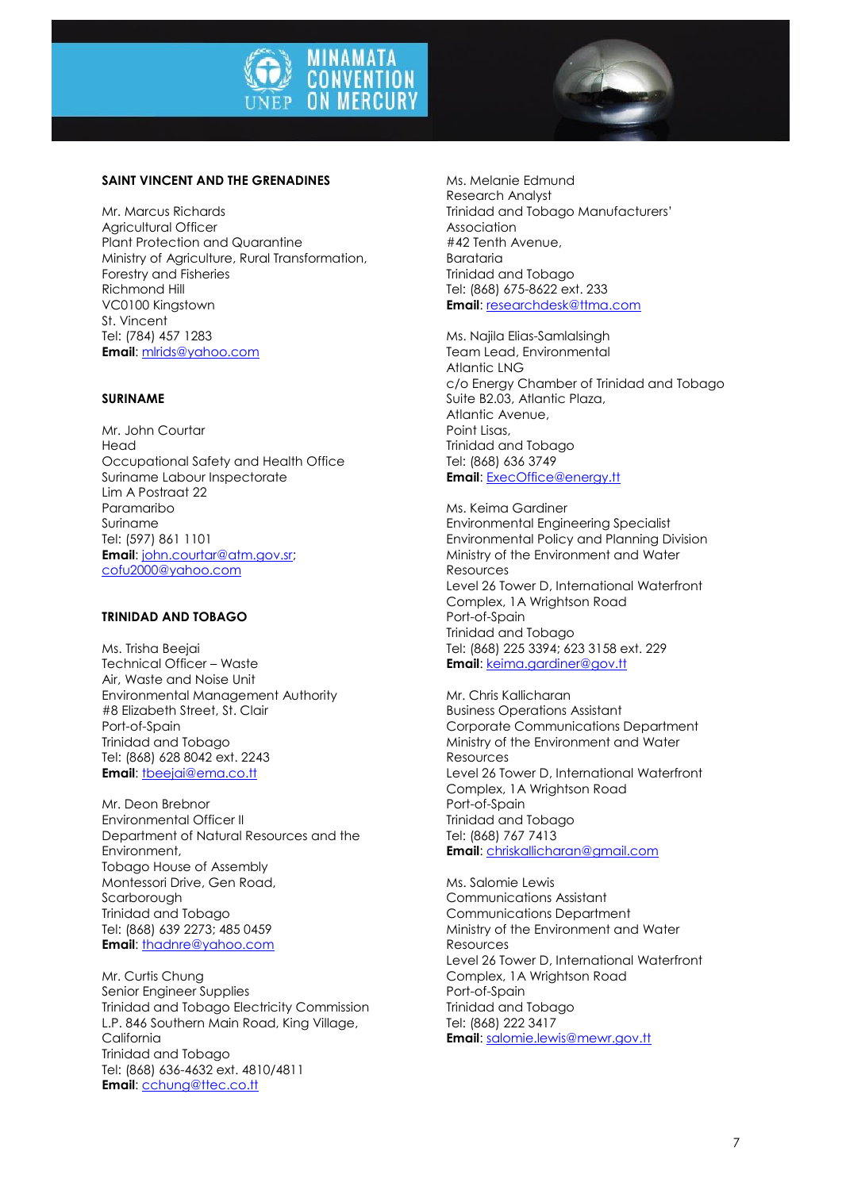## SAINT VINCENT AND THE GRENADINES

Mr. Marcus Richards
Agricultural Officer
Plant Protection and Quarantine
Ministry of Agriculture, Rural Transformation, Forestry and Fisheries
Richmond Hill
VC0100 Kingstown
St. Vincent
Tel: (784) 457 1283
**Email**: mlrids@yahoo.com

## SURINAME

Mr. John Courtar
Head
Occupational Safety and Health Office
Suriname Labour Inspectorate
Lim A Postraat 22
Paramaribo
Suriname
Tel: (597) 861 1101
**Email**: john.courtar@atm.gov.sr; cofu2000@yahoo.com

## TRINIDAD AND TOBAGO

Ms. Trisha Beejai
Technical Officer – Waste
Air, Waste and Noise Unit
Environmental Management Authority
#8 Elizabeth Street, St. Clair
Port-of-Spain
Trinidad and Tobago
Tel: (868) 628 8042 ext. 2243
**Email**: tbeejai@ema.co.tt

Mr. Deon Brebnor
Environmental Officer II
Department of Natural Resources and the Environment,
Tobago House of Assembly
Montessori Drive, Gen Road,
Scarborough
Trinidad and Tobago
Tel: (868) 639 2273; 485 0459
**Email**: thadnre@yahoo.com

Mr. Curtis Chung
Senior Engineer Supplies
Trinidad and Tobago Electricity Commission
L.P. 846 Southern Main Road, King Village, California
Trinidad and Tobago
Tel: (868) 636-4632 ext. 4810/4811
**Email**: cchung@ttec.co.tt

Ms. Melanie Edmund
Research Analyst
Trinidad and Tobago Manufacturers' Association
#42 Tenth Avenue,
Barataria
Trinidad and Tobago
Tel: (868) 675-8622 ext. 233
**Email**: researchdesk@ttma.com

Ms. Najila Elias-Samlalsingh
Team Lead, Environmental
Atlantic LNG
c/o Energy Chamber of Trinidad and Tobago
Suite B2.03, Atlantic Plaza,
Atlantic Avenue,
Point Lisas,
Trinidad and Tobago
Tel: (868) 636 3749
**Email**: ExecOffice@energy.tt

Ms. Keima Gardiner
Environmental Engineering Specialist
Environmental Policy and Planning Division
Ministry of the Environment and Water Resources
Level 26 Tower D, International Waterfront Complex, 1A Wrightson Road
Port-of-Spain
Trinidad and Tobago
Tel: (868) 225 3394; 623 3158 ext. 229
**Email**: keima.gardiner@gov.tt

Mr. Chris Kallicharan
Business Operations Assistant
Corporate Communications Department
Ministry of the Environment and Water Resources
Level 26 Tower D, International Waterfront Complex, 1A Wrightson Road
Port-of-Spain
Trinidad and Tobago
Tel: (868) 767 7413
**Email**: chriskallicharan@gmail.com

Ms. Salomie Lewis
Communications Assistant
Communications Department
Ministry of the Environment and Water Resources
Level 26 Tower D, International Waterfront Complex, 1A Wrightson Road
Port-of-Spain
Trinidad and Tobago
Tel: (868) 222 3417
**Email**: salomie.lewis@mewr.gov.tt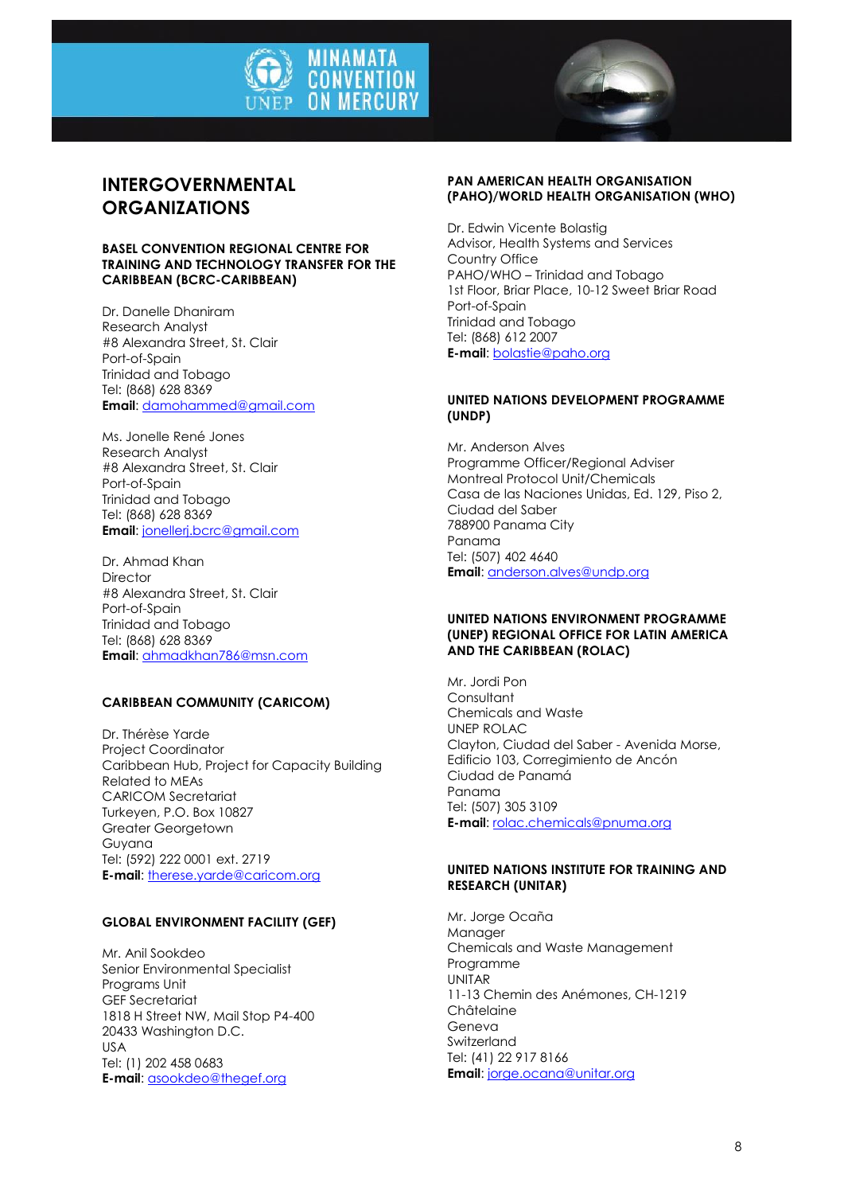# INTERGOVERNMENTAL ORGANIZATIONS

**BASEL CONVENTION REGIONAL CENTRE FOR TRAINING AND TECHNOLOGY TRANSFER FOR THE CARIBBEAN (BCRC-CARIBBEAN)**

Dr. Danelle Dhaniram
Research Analyst
#8 Alexandra Street, St. Clair
Port-of-Spain
Trinidad and Tobago
Tel: (868) 628 8369
**Email**: damohammed@gmail.com

Ms. Jonelle René Jones
Research Analyst
#8 Alexandra Street, St. Clair
Port-of-Spain
Trinidad and Tobago
Tel: (868) 628 8369
**Email**: jonellerj.bcrc@gmail.com

Dr. Ahmad Khan
Director
#8 Alexandra Street, St. Clair
Port-of-Spain
Trinidad and Tobago
Tel: (868) 628 8369
**Email**: ahmadkhan786@msn.com

**CARIBBEAN COMMUNITY (CARICOM)**

Dr. Thérèse Yarde
Project Coordinator
Caribbean Hub, Project for Capacity Building Related to MEAs
CARICOM Secretariat
Turkeyen, P.O. Box 10827
Greater Georgetown
Guyana
Tel: (592) 222 0001 ext. 2719
**E-mail**: therese.yarde@caricom.org

**GLOBAL ENVIRONMENT FACILITY (GEF)**

Mr. Anil Sookdeo
Senior Environmental Specialist
Programs Unit
GEF Secretariat
1818 H Street NW, Mail Stop P4-400
20433 Washington D.C.
USA
Tel: (1) 202 458 0683
**E-mail**: asookdeo@thegef.org

**PAN AMERICAN HEALTH ORGANISATION (PAHO)/WORLD HEALTH ORGANISATION (WHO)**

Dr. Edwin Vicente Bolastig
Advisor, Health Systems and Services
Country Office
PAHO/WHO – Trinidad and Tobago
1st Floor, Briar Place, 10-12 Sweet Briar Road
Port-of-Spain
Trinidad and Tobago
Tel: (868) 612 2007
**E-mail**: bolastie@paho.org

**UNITED NATIONS DEVELOPMENT PROGRAMME (UNDP)**

Mr. Anderson Alves
Programme Officer/Regional Adviser
Montreal Protocol Unit/Chemicals
Casa de las Naciones Unidas, Ed. 129, Piso 2, Ciudad del Saber
788900 Panama City
Panama
Tel: (507) 402 4640
**Email**: anderson.alves@undp.org

**UNITED NATIONS ENVIRONMENT PROGRAMME (UNEP) REGIONAL OFFICE FOR LATIN AMERICA AND THE CARIBBEAN (ROLAC)**

Mr. Jordi Pon
Consultant
Chemicals and Waste
UNEP ROLAC
Clayton, Ciudad del Saber - Avenida Morse, Edificio 103, Corregimiento de Ancón
Ciudad de Panamá
Panama
Tel: (507) 305 3109
**E-mail**: rolac.chemicals@pnuma.org

**UNITED NATIONS INSTITUTE FOR TRAINING AND RESEARCH (UNITAR)**

Mr. Jorge Ocaña
Manager
Chemicals and Waste Management Programme
UNITAR
11-13 Chemin des Anémones, CH-1219 Châtelaine
Geneva
Switzerland
Tel: (41) 22 917 8166
**Email**: jorge.ocana@unitar.org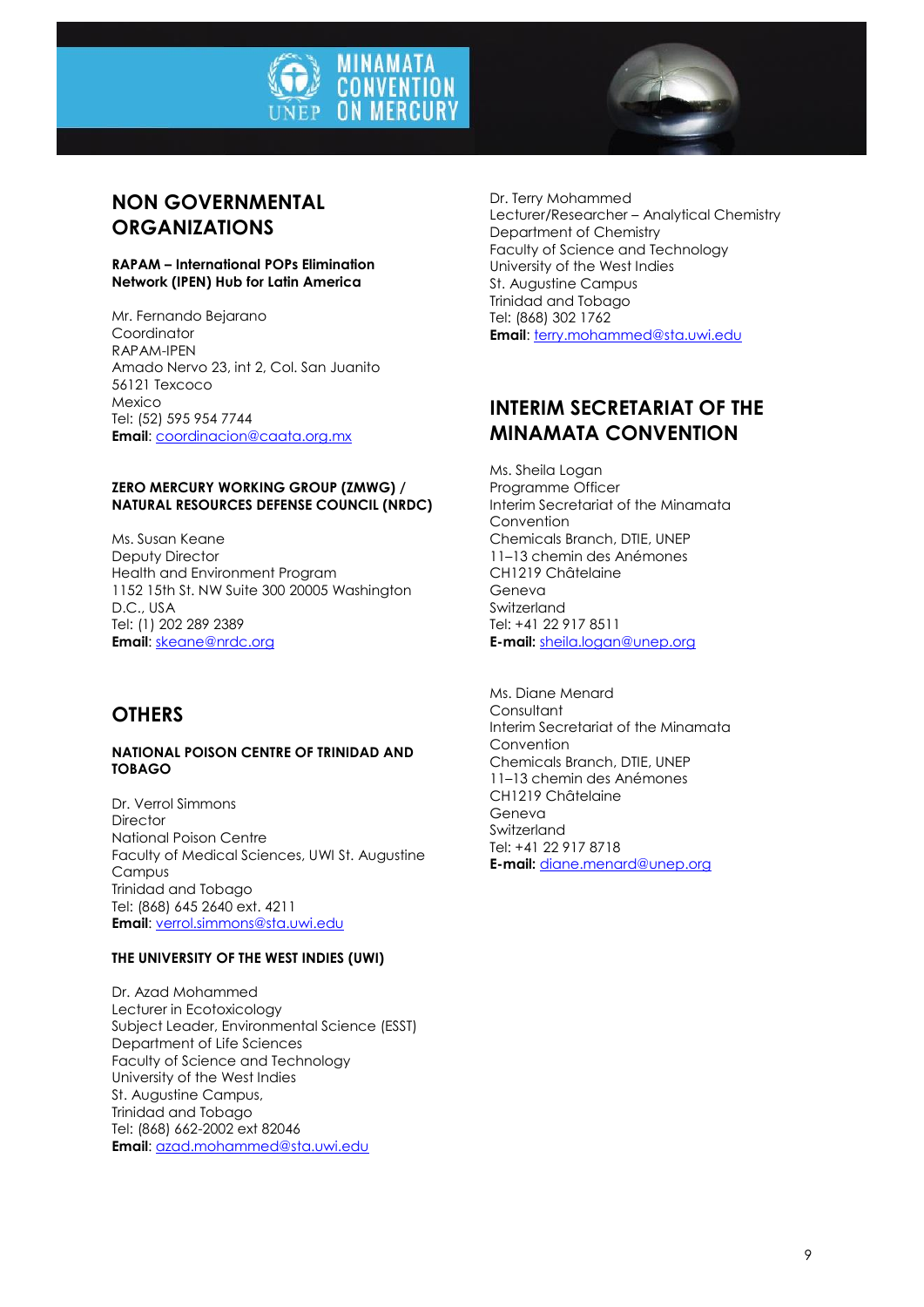## NON GOVERNMENTAL ORGANIZATIONS

**RAPAM – International POPs Elimination Network (IPEN) Hub for Latin America**

Mr. Fernando Bejarano
Coordinator
RAPAM-IPEN
Amado Nervo 23, int 2, Col. San Juanito
56121 Texcoco
Mexico
Tel: (52) 595 954 7744
**Email**: coordinacion@caata.org.mx

**ZERO MERCURY WORKING GROUP (ZMWG) / NATURAL RESOURCES DEFENSE COUNCIL (NRDC)**

Ms. Susan Keane
Deputy Director
Health and Environment Program
1152 15th St. NW Suite 300 20005 Washington D.C., USA
Tel: (1) 202 289 2389
**Email**: skeane@nrdc.org

## OTHERS

**NATIONAL POISON CENTRE OF TRINIDAD AND TOBAGO**

Dr. Verrol Simmons
Director
National Poison Centre
Faculty of Medical Sciences, UWI St. Augustine Campus
Trinidad and Tobago
Tel: (868) 645 2640 ext. 4211
**Email**: verrol.simmons@sta.uwi.edu

**THE UNIVERSITY OF THE WEST INDIES (UWI)**

Dr. Azad Mohammed
Lecturer in Ecotoxicology
Subject Leader, Environmental Science (ESST)
Department of Life Sciences
Faculty of Science and Technology
University of the West Indies
St. Augustine Campus,
Trinidad and Tobago
Tel: (868) 662-2002 ext 82046
**Email**: azad.mohammed@sta.uwi.edu

Dr. Terry Mohammed
Lecturer/Researcher – Analytical Chemistry
Department of Chemistry
Faculty of Science and Technology
University of the West Indies
St. Augustine Campus
Trinidad and Tobago
Tel: (868) 302 1762
**Email**: terry.mohammed@sta.uwi.edu

## INTERIM SECRETARIAT OF THE MINAMATA CONVENTION

Ms. Sheila Logan
Programme Officer
Interim Secretariat of the Minamata Convention
Chemicals Branch, DTIE, UNEP
11–13 chemin des Anémones
CH1219 Châtelaine
Geneva
Switzerland
Tel: +41 22 917 8511
**E-mail:** sheila.logan@unep.org

Ms. Diane Menard
Consultant
Interim Secretariat of the Minamata Convention
Chemicals Branch, DTIE, UNEP
11–13 chemin des Anémones
CH1219 Châtelaine
Geneva
Switzerland
Tel: +41 22 917 8718
**E-mail:** diane.menard@unep.org